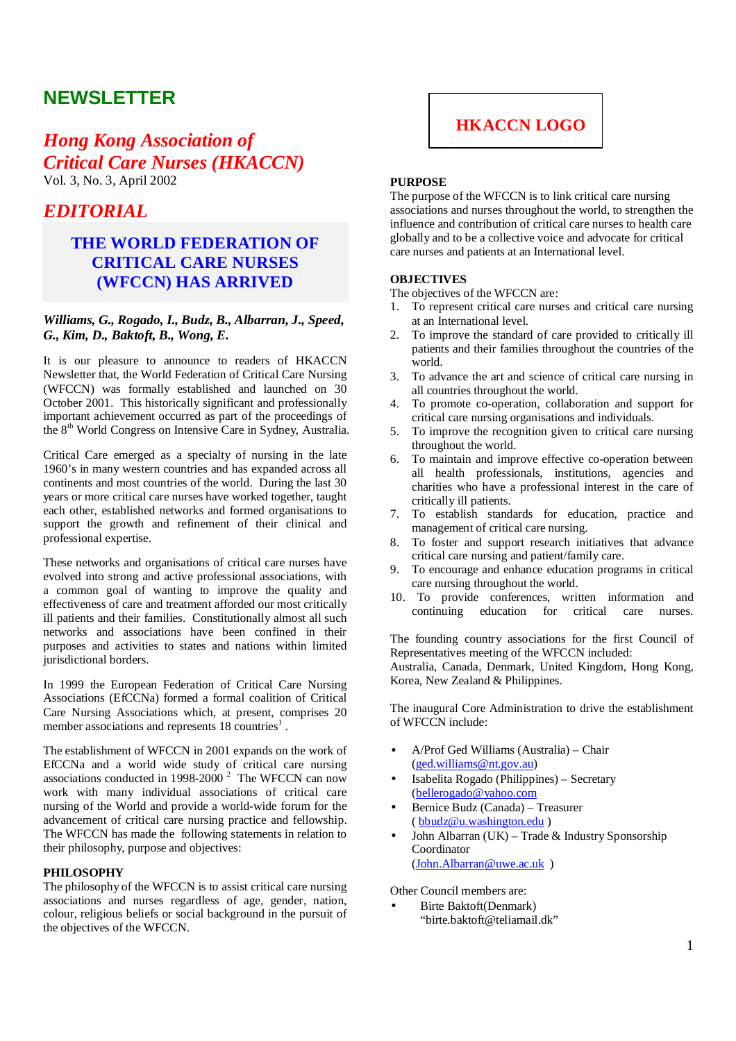# NEWSLETTER

## *Hong Kong Association of Critical Care Nurses (HKACCN)*

Vol. 3, No. 3, April 2002

## *EDITORIAL*

### THE WORLD FEDERATION OF CRITICAL CARE NURSES (WFCCN) HAS ARRIVED

***Williams, G., Rogado, I., Budz, B., Albarran, J., Speed, G., Kim, D., Baktoft, B., Wong, E.***

It is our pleasure to announce to readers of HKACCN Newsletter that, the World Federation of Critical Care Nursing (WFCCN) was formally established and launched on 30 October 2001. This historically significant and professionally important achievement occurred as part of the proceedings of the 8th World Congress on Intensive Care in Sydney, Australia.

Critical Care emerged as a specialty of nursing in the late 1960's in many western countries and has expanded across all continents and most countries of the world. During the last 30 years or more critical care nurses have worked together, taught each other, established networks and formed organisations to support the growth and refinement of their clinical and professional expertise.

These networks and organisations of critical care nurses have evolved into strong and active professional associations, with a common goal of wanting to improve the quality and effectiveness of care and treatment afforded our most critically ill patients and their families. Constitutionally almost all such networks and associations have been confined in their purposes and activities to states and nations within limited jurisdictional borders.

In 1999 the European Federation of Critical Care Nursing Associations (EfCCNa) formed a formal coalition of Critical Care Nursing Associations which, at present, comprises 20 member associations and represents 18 countries[1] .

The establishment of WFCCN in 2001 expands on the work of EfCCNa and a world wide study of critical care nursing associations conducted in 1998-2000 [2] The WFCCN can now work with many individual associations of critical care nursing of the World and provide a world-wide forum for the advancement of critical care nursing practice and fellowship. The WFCCN has made the following statements in relation to their philosophy, purpose and objectives:

**PHILOSOPHY**

The philosophy of the WFCCN is to assist critical care nursing associations and nurses regardless of age, gender, nation, colour, religious beliefs or social background in the pursuit of the objectives of the WFCCN.

HKACCN LOGO

**PURPOSE**

The purpose of the WFCCN is to link critical care nursing associations and nurses throughout the world, to strengthen the influence and contribution of critical care nurses to health care globally and to be a collective voice and advocate for critical care nurses and patients at an International level.

**OBJECTIVES**

The objectives of the WFCCN are:

1. To represent critical care nurses and critical care nursing at an International level.
2. To improve the standard of care provided to critically ill patients and their families throughout the countries of the world.
3. To advance the art and science of critical care nursing in all countries throughout the world.
4. To promote co-operation, collaboration and support for critical care nursing organisations and individuals.
5. To improve the recognition given to critical care nursing throughout the world.
6. To maintain and improve effective co-operation between all health professionals, institutions, agencies and charities who have a professional interest in the care of critically ill patients.
7. To establish standards for education, practice and management of critical care nursing.
8. To foster and support research initiatives that advance critical care nursing and patient/family care.
9. To encourage and enhance education programs in critical care nursing throughout the world.
10. To provide conferences, written information and continuing education for critical care nurses.

The founding country associations for the first Council of Representatives meeting of the WFCCN included: Australia, Canada, Denmark, United Kingdom, Hong Kong, Korea, New Zealand & Philippines.

The inaugural Core Administration to drive the establishment of WFCCN include:

- A/Prof Ged Williams (Australia) – Chair (ged.williams@nt.gov.au)
- Isabelita Rogado (Philippines) – Secretary (bellerogado@yahoo.com
- Bernice Budz (Canada) – Treasurer ( bbudz@u.washington.edu )
- John Albarran (UK) – Trade & Industry Sponsorship Coordinator (John.Albarran@uwe.ac.uk )

Other Council members are:

- Birte Baktoft(Denmark) "birte.baktoft@teliamail.dk"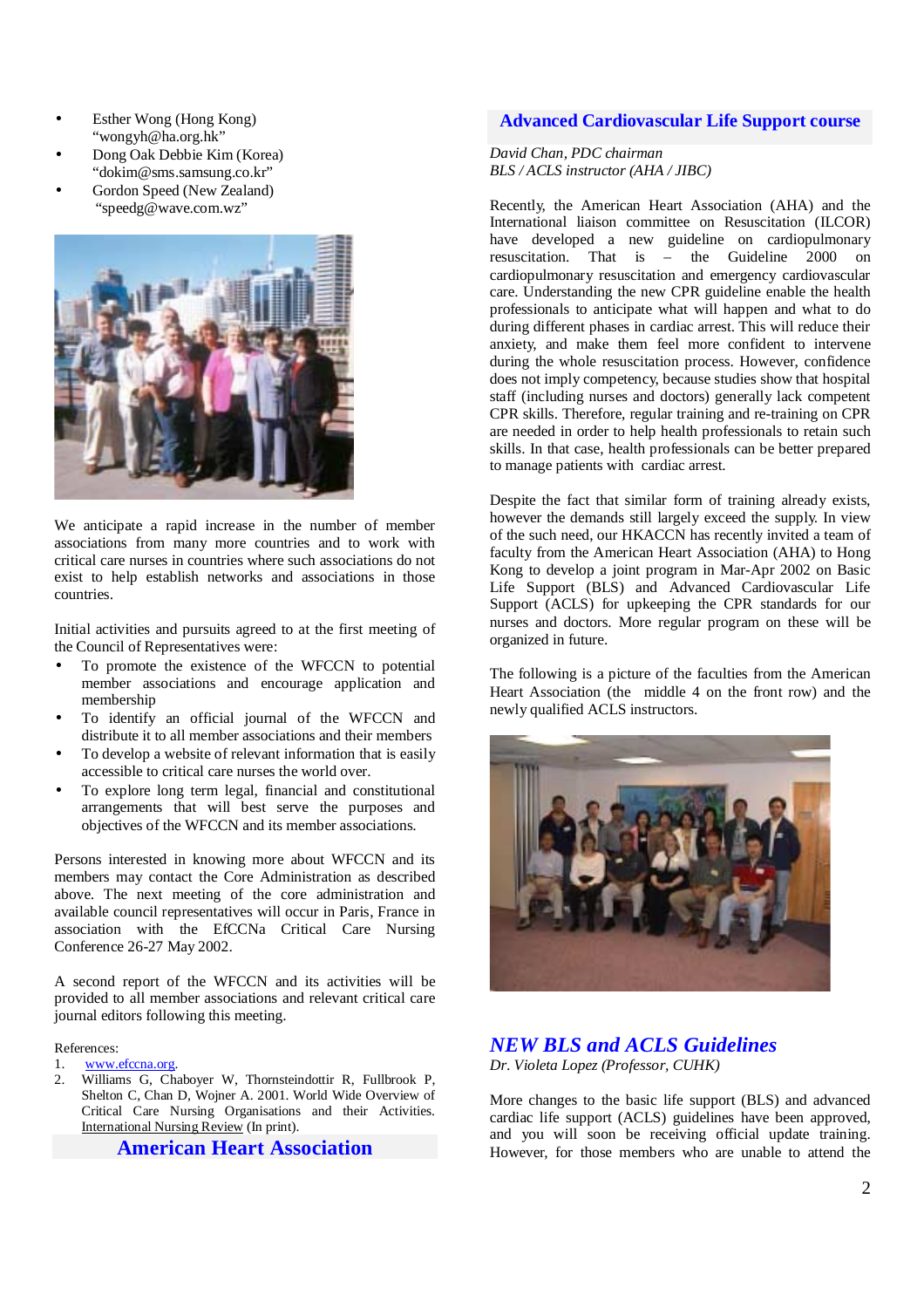- Esther Wong (Hong Kong) "wongyh@ha.org.hk"
- Dong Oak Debbie Kim (Korea) "dokim@sms.samsung.co.kr"
- Gordon Speed (New Zealand) "speedg@wave.com.wz"

We anticipate a rapid increase in the number of member associations from many more countries and to work with critical care nurses in countries where such associations do not exist to help establish networks and associations in those countries.

Initial activities and pursuits agreed to at the first meeting of the Council of Representatives were:

- To promote the existence of the WFCCN to potential member associations and encourage application and membership
- To identify an official journal of the WFCCN and distribute it to all member associations and their members
- To develop a website of relevant information that is easily accessible to critical care nurses the world over.
- To explore long term legal, financial and constitutional arrangements that will best serve the purposes and objectives of the WFCCN and its member associations.

Persons interested in knowing more about WFCCN and its members may contact the Core Administration as described above. The next meeting of the core administration and available council representatives will occur in Paris, France in association with the EfCCNa Critical Care Nursing Conference 26-27 May 2002.

A second report of the WFCCN and its activities will be provided to all member associations and relevant critical care journal editors following this meeting.

References:

1. www.efccna.org.
2. Williams G, Chaboyer W, Thornsteindottir R, Fullbrook P, Shelton C, Chan D, Wojner A. 2001. World Wide Overview of Critical Care Nursing Organisations and their Activities. International Nursing Review (In print).

# American Heart Association

## Advanced Cardiovascular Life Support course

*David Chan, PDC chairman*
*BLS / ACLS instructor (AHA / JIBC)*

Recently, the American Heart Association (AHA) and the International liaison committee on Resuscitation (ILCOR) have developed a new guideline on cardiopulmonary resuscitation. That is – the Guideline 2000 on cardiopulmonary resuscitation and emergency cardiovascular care. Understanding the new CPR guideline enable the health professionals to anticipate what will happen and what to do during different phases in cardiac arrest. This will reduce their anxiety, and make them feel more confident to intervene during the whole resuscitation process. However, confidence does not imply competency, because studies show that hospital staff (including nurses and doctors) generally lack competent CPR skills. Therefore, regular training and re-training on CPR are needed in order to help health professionals to retain such skills. In that case, health professionals can be better prepared to manage patients with cardiac arrest.

Despite the fact that similar form of training already exists, however the demands still largely exceed the supply. In view of the such need, our HKACCN has recently invited a team of faculty from the American Heart Association (AHA) to Hong Kong to develop a joint program in Mar-Apr 2002 on Basic Life Support (BLS) and Advanced Cardiovascular Life Support (ACLS) for upkeeping the CPR standards for our nurses and doctors. More regular program on these will be organized in future.

The following is a picture of the faculties from the American Heart Association (the middle 4 on the front row) and the newly qualified ACLS instructors.

## *NEW BLS and ACLS Guidelines*

*Dr. Violeta Lopez (Professor, CUHK)*

More changes to the basic life support (BLS) and advanced cardiac life support (ACLS) guidelines have been approved, and you will soon be receiving official update training. However, for those members who are unable to attend the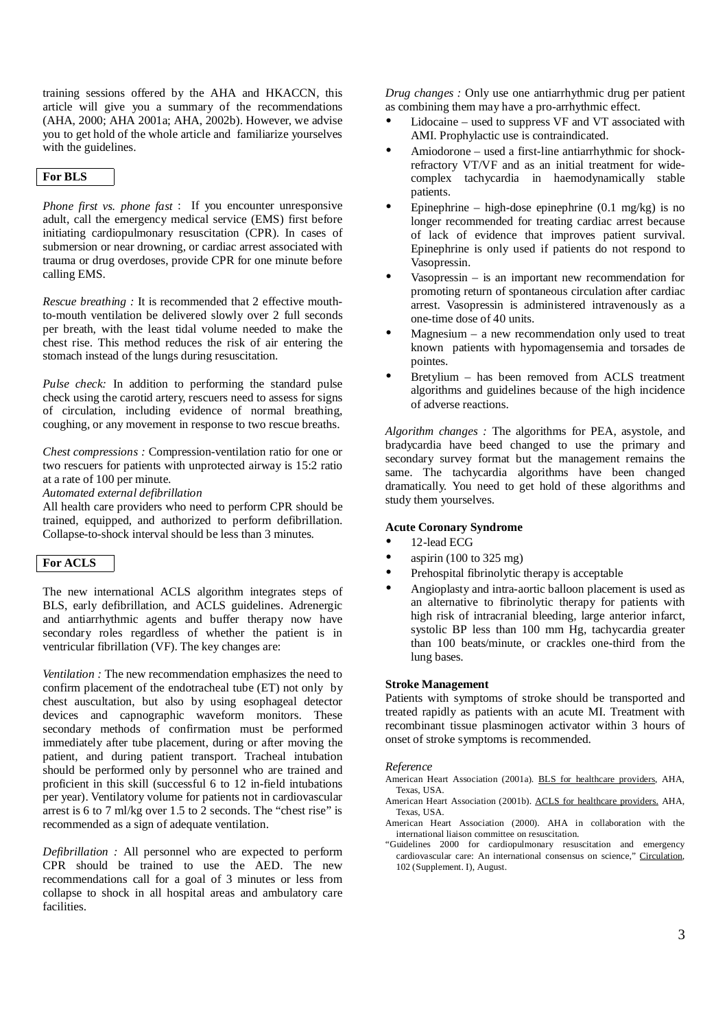training sessions offered by the AHA and HKACCN, this article will give you a summary of the recommendations (AHA, 2000; AHA 2001a; AHA, 2002b). However, we advise you to get hold of the whole article and familiarize yourselves with the guidelines.

## For BLS

*Phone first vs. phone fast* : If you encounter unresponsive adult, call the emergency medical service (EMS) first before initiating cardiopulmonary resuscitation (CPR). In cases of submersion or near drowning, or cardiac arrest associated with trauma or drug overdoses, provide CPR for one minute before calling EMS.

*Rescue breathing :* It is recommended that 2 effective mouth-to-mouth ventilation be delivered slowly over 2 full seconds per breath, with the least tidal volume needed to make the chest rise. This method reduces the risk of air entering the stomach instead of the lungs during resuscitation.

*Pulse check:* In addition to performing the standard pulse check using the carotid artery, rescuers need to assess for signs of circulation, including evidence of normal breathing, coughing, or any movement in response to two rescue breaths.

*Chest compressions :* Compression-ventilation ratio for one or two rescuers for patients with unprotected airway is 15:2 ratio at a rate of 100 per minute.

*Automated external defibrillation*

All health care providers who need to perform CPR should be trained, equipped, and authorized to perform defibrillation. Collapse-to-shock interval should be less than 3 minutes.

## For ACLS

The new international ACLS algorithm integrates steps of BLS, early defibrillation, and ACLS guidelines. Adrenergic and antiarrhythmic agents and buffer therapy now have secondary roles regardless of whether the patient is in ventricular fibrillation (VF). The key changes are:

*Ventilation :* The new recommendation emphasizes the need to confirm placement of the endotracheal tube (ET) not only by chest auscultation, but also by using esophageal detector devices and capnographic waveform monitors. These secondary methods of confirmation must be performed immediately after tube placement, during or after moving the patient, and during patient transport. Tracheal intubation should be performed only by personnel who are trained and proficient in this skill (successful 6 to 12 in-field intubations per year). Ventilatory volume for patients not in cardiovascular arrest is 6 to 7 ml/kg over 1.5 to 2 seconds. The "chest rise" is recommended as a sign of adequate ventilation.

*Defibrillation :* All personnel who are expected to perform CPR should be trained to use the AED. The new recommendations call for a goal of 3 minutes or less from collapse to shock in all hospital areas and ambulatory care facilities.

*Drug changes :* Only use one antiarrhythmic drug per patient as combining them may have a pro-arrhythmic effect.

- Lidocaine – used to suppress VF and VT associated with AMI. Prophylactic use is contraindicated.
- Amiodorone – used a first-line antiarrhythmic for shock-refractory VT/VF and as an initial treatment for wide-complex tachycardia in haemodynamically stable patients.
- Epinephrine – high-dose epinephrine (0.1 mg/kg) is no longer recommended for treating cardiac arrest because of lack of evidence that improves patient survival. Epinephrine is only used if patients do not respond to Vasopressin.
- Vasopressin – is an important new recommendation for promoting return of spontaneous circulation after cardiac arrest. Vasopressin is administered intravenously as a one-time dose of 40 units.
- Magnesium – a new recommendation only used to treat known patients with hypomagensemia and torsades de pointes.
- Bretylium – has been removed from ACLS treatment algorithms and guidelines because of the high incidence of adverse reactions.

*Algorithm changes :* The algorithms for PEA, asystole, and bradycardia have beed changed to use the primary and secondary survey format but the management remains the same. The tachycardia algorithms have been changed dramatically. You need to get hold of these algorithms and study them yourselves.

### Acute Coronary Syndrome

- 12-lead ECG
- aspirin (100 to 325 mg)
- Prehospital fibrinolytic therapy is acceptable
- Angioplasty and intra-aortic balloon placement is used as an alternative to fibrinolytic therapy for patients with high risk of intracranial bleeding, large anterior infarct, systolic BP less than 100 mm Hg, tachycardia greater than 100 beats/minute, or crackles one-third from the lung bases.

### Stroke Management

Patients with symptoms of stroke should be transported and treated rapidly as patients with an acute MI. Treatment with recombinant tissue plasminogen activator within 3 hours of onset of stroke symptoms is recommended.

*Reference*

American Heart Association (2001a). BLS for healthcare providers, AHA, Texas, USA.

American Heart Association (2001b). ACLS for healthcare providers. AHA, Texas, USA.

American Heart Association (2000). AHA in collaboration with the international liaison committee on resuscitation.

"Guidelines 2000 for cardiopulmonary resuscitation and emergency cardiovascular care: An international consensus on science," Circulation, 102 (Supplement. I), August.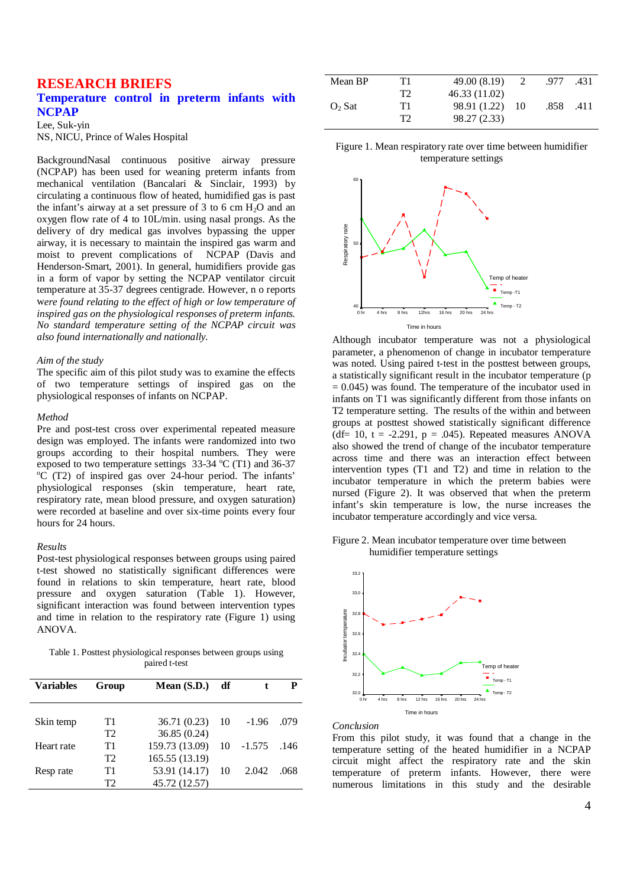# RESEARCH BRIEFS

## Temperature control in preterm infants with NCPAP

Lee, Suk-yin
NS, NICU, Prince of Wales Hospital

BackgroundNasal continuous positive airway pressure (NCPAP) has been used for weaning preterm infants from mechanical ventilation (Bancalari & Sinclair, 1993) by circulating a continuous flow of heated, humidified gas is past the infant's airway at a set pressure of 3 to 6 cm $H_2O$ and an oxygen flow rate of 4 to 10L/min. using nasal prongs. As the delivery of dry medical gas involves bypassing the upper airway, it is necessary to maintain the inspired gas warm and moist to prevent complications of NCPAP (Davis and Henderson-Smart, 2001). In general, humidifiers provide gas in a form of vapor by setting the NCPAP ventilator circuit temperature at 35-37 degrees centigrade. However, n o reports were found relating to the effect of high or low temperature of *inspired gas on the physiological responses of preterm infants. No standard temperature setting of the NCPAP circuit was also found internationally and nationally.*

*Aim of the study*

The specific aim of this pilot study was to examine the effects of two temperature settings of inspired gas on the physiological responses of infants on NCPAP.

*Method*

Pre and post-test cross over experimental repeated measure design was employed. The infants were randomized into two groups according to their hospital numbers. They were exposed to two temperature settings 33-34 °C (T1) and 36-37 °C (T2) of inspired gas over 24-hour period. The infants' physiological responses (skin temperature, heart rate, respiratory rate, mean blood pressure, and oxygen saturation) were recorded at baseline and over six-time points every four hours for 24 hours.

*Results*

Post-test physiological responses between groups using paired t-test showed no statistically significant differences were found in relations to skin temperature, heart rate, blood pressure and oxygen saturation (Table 1). However, significant interaction was found between intervention types and time in relation to the respiratory rate (Figure 1) using ANOVA.

Table 1. Posttest physiological responses between groups using paired t-test

| Variables | Group | Mean (S.D.) | df | t | P |
|---|---|---|---|---|---|
| Skin temp | T1 | 36.71 (0.23) | 10 | -1.96 | .079 |
| | T2 | 36.85 (0.24) | | | |
| Heart rate | T1 | 159.73 (13.09) | 10 | -1.575 | .146 |
| | T2 | 165.55 (13.19) | | | |
| Resp rate | T1 | 53.91 (14.17) | 10 | 2.042 | .068 |
| | T2 | 45.72 (12.57) | | | |
| Mean BP | T1 | 49.00 (8.19) | 2 | .977 | .431 |
| | T2 | 46.33 (11.02) | | | |
| $O_2$ Sat | T1 | 98.91 (1.22) | 10 | .858 | .411 |
| | T2 | 98.27 (2.33) | | | |

Figure 1. Mean respiratory rate over time between humidifier temperature settings

Although incubator temperature was not a physiological parameter, a phenomenon of change in incubator temperature was noted. Using paired t-test in the posttest between groups, a statistically significant result in the incubator temperature (p = 0.045) was found. The temperature of the incubator used in infants on T1 was significantly different from those infants on T2 temperature setting. The results of the within and between groups at posttest showed statistically significant difference (df= 10, t = -2.291, p = .045). Repeated measures ANOVA also showed the trend of change of the incubator temperature across time and there was an interaction effect between intervention types (T1 and T2) and time in relation to the incubator temperature in which the preterm babies were nursed (Figure 2). It was observed that when the preterm infant's skin temperature is low, the nurse increases the incubator temperature accordingly and vice versa.

Figure 2. Mean incubator temperature over time between humidifier temperature settings

*Conclusion*

From this pilot study, it was found that a change in the temperature setting of the heated humidifier in a NCPAP circuit might affect the respiratory rate and the skin temperature of preterm infants. However, there were numerous limitations in this study and the desirable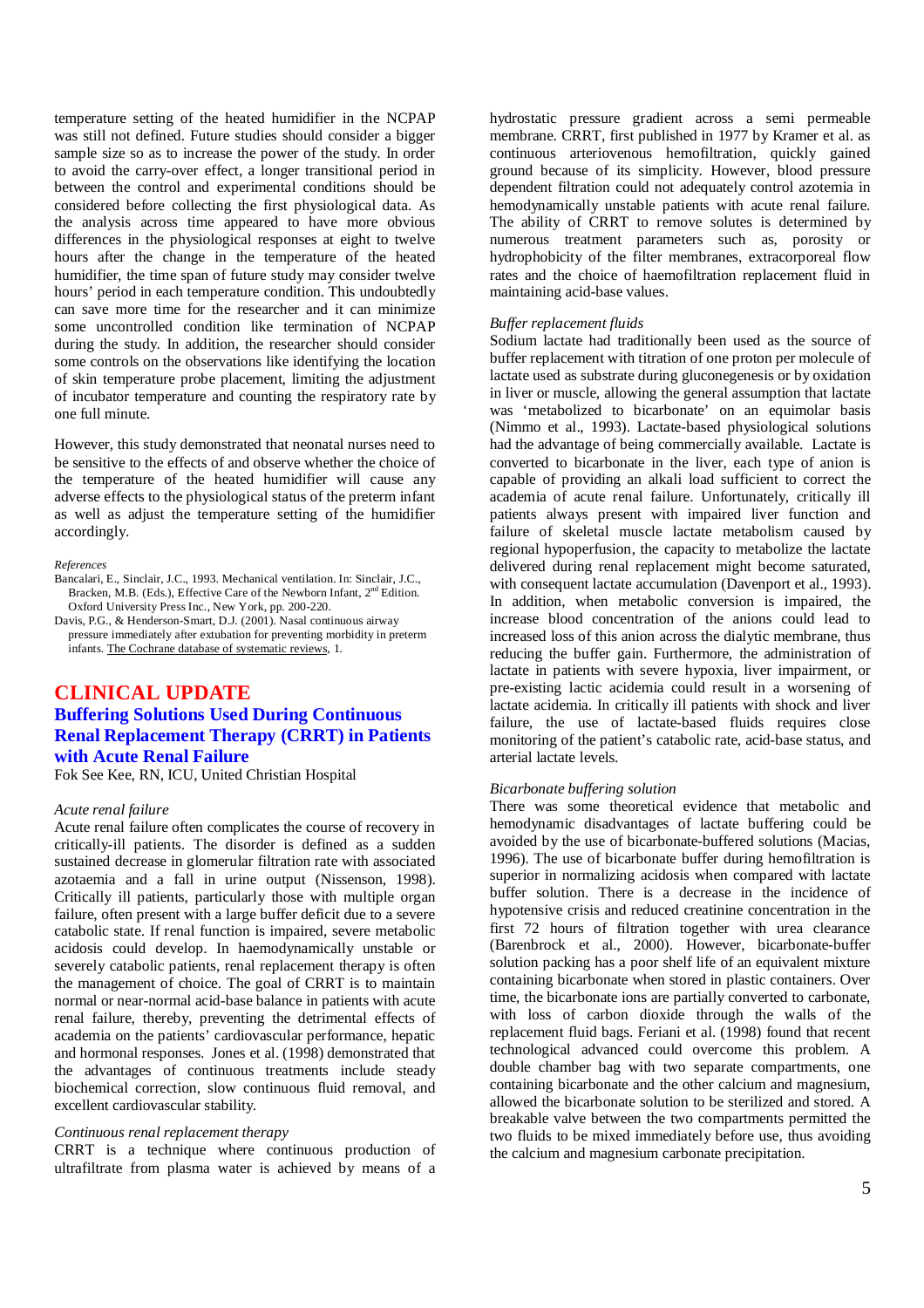temperature setting of the heated humidifier in the NCPAP was still not defined. Future studies should consider a bigger sample size so as to increase the power of the study. In order to avoid the carry-over effect, a longer transitional period in between the control and experimental conditions should be considered before collecting the first physiological data. As the analysis across time appeared to have more obvious differences in the physiological responses at eight to twelve hours after the change in the temperature of the heated humidifier, the time span of future study may consider twelve hours' period in each temperature condition. This undoubtedly can save more time for the researcher and it can minimize some uncontrolled condition like termination of NCPAP during the study. In addition, the researcher should consider some controls on the observations like identifying the location of skin temperature probe placement, limiting the adjustment of incubator temperature and counting the respiratory rate by one full minute.

However, this study demonstrated that neonatal nurses need to be sensitive to the effects of and observe whether the choice of the temperature of the heated humidifier will cause any adverse effects to the physiological status of the preterm infant as well as adjust the temperature setting of the humidifier accordingly.

*References*

Bancalari, E., Sinclair, J.C., 1993. Mechanical ventilation. In: Sinclair, J.C., Bracken, M.B. (Eds.), Effective Care of the Newborn Infant, 2nd Edition. Oxford University Press Inc., New York, pp. 200-220.

Davis, P.G., & Henderson-Smart, D.J. (2001). Nasal continuous airway pressure immediately after extubation for preventing morbidity in preterm infants. The Cochrane database of systematic reviews, 1.

# CLINICAL UPDATE

## Buffering Solutions Used During Continuous Renal Replacement Therapy (CRRT) in Patients with Acute Renal Failure

Fok See Kee, RN, ICU, United Christian Hospital

*Acute renal failure*

Acute renal failure often complicates the course of recovery in critically-ill patients. The disorder is defined as a sudden sustained decrease in glomerular filtration rate with associated azotaemia and a fall in urine output (Nissenson, 1998). Critically ill patients, particularly those with multiple organ failure, often present with a large buffer deficit due to a severe catabolic state. If renal function is impaired, severe metabolic acidosis could develop. In haemodynamically unstable or severely catabolic patients, renal replacement therapy is often the management of choice. The goal of CRRT is to maintain normal or near-normal acid-base balance in patients with acute renal failure, thereby, preventing the detrimental effects of academia on the patients' cardiovascular performance, hepatic and hormonal responses. Jones et al. (1998) demonstrated that the advantages of continuous treatments include steady biochemical correction, slow continuous fluid removal, and excellent cardiovascular stability.

*Continuous renal replacement therapy*

CRRT is a technique where continuous production of ultrafiltrate from plasma water is achieved by means of a hydrostatic pressure gradient across a semi permeable membrane. CRRT, first published in 1977 by Kramer et al. as continuous arteriovenous hemofiltration, quickly gained ground because of its simplicity. However, blood pressure dependent filtration could not adequately control azotemia in hemodynamically unstable patients with acute renal failure. The ability of CRRT to remove solutes is determined by numerous treatment parameters such as, porosity or hydrophobicity of the filter membranes, extracorporeal flow rates and the choice of haemofiltration replacement fluid in maintaining acid-base values.

*Buffer replacement fluids*

Sodium lactate had traditionally been used as the source of buffer replacement with titration of one proton per molecule of lactate used as substrate during gluconegenesis or by oxidation in liver or muscle, allowing the general assumption that lactate was 'metabolized to bicarbonate' on an equimolar basis (Nimmo et al., 1993). Lactate-based physiological solutions had the advantage of being commercially available. Lactate is converted to bicarbonate in the liver, each type of anion is capable of providing an alkali load sufficient to correct the academia of acute renal failure. Unfortunately, critically ill patients always present with impaired liver function and failure of skeletal muscle lactate metabolism caused by regional hypoperfusion, the capacity to metabolize the lactate delivered during renal replacement might become saturated, with consequent lactate accumulation (Davenport et al., 1993). In addition, when metabolic conversion is impaired, the increase blood concentration of the anions could lead to increased loss of this anion across the dialytic membrane, thus reducing the buffer gain. Furthermore, the administration of lactate in patients with severe hypoxia, liver impairment, or pre-existing lactic acidemia could result in a worsening of lactate acidemia. In critically ill patients with shock and liver failure, the use of lactate-based fluids requires close monitoring of the patient's catabolic rate, acid-base status, and arterial lactate levels.

*Bicarbonate buffering solution*

There was some theoretical evidence that metabolic and hemodynamic disadvantages of lactate buffering could be avoided by the use of bicarbonate-buffered solutions (Macias, 1996). The use of bicarbonate buffer during hemofiltration is superior in normalizing acidosis when compared with lactate buffer solution. There is a decrease in the incidence of hypotensive crisis and reduced creatinine concentration in the first 72 hours of filtration together with urea clearance (Barenbrock et al., 2000). However, bicarbonate-buffer solution packing has a poor shelf life of an equivalent mixture containing bicarbonate when stored in plastic containers. Over time, the bicarbonate ions are partially converted to carbonate, with loss of carbon dioxide through the walls of the replacement fluid bags. Feriani et al. (1998) found that recent technological advanced could overcome this problem. A double chamber bag with two separate compartments, one containing bicarbonate and the other calcium and magnesium, allowed the bicarbonate solution to be sterilized and stored. A breakable valve between the two compartments permitted the two fluids to be mixed immediately before use, thus avoiding the calcium and magnesium carbonate precipitation.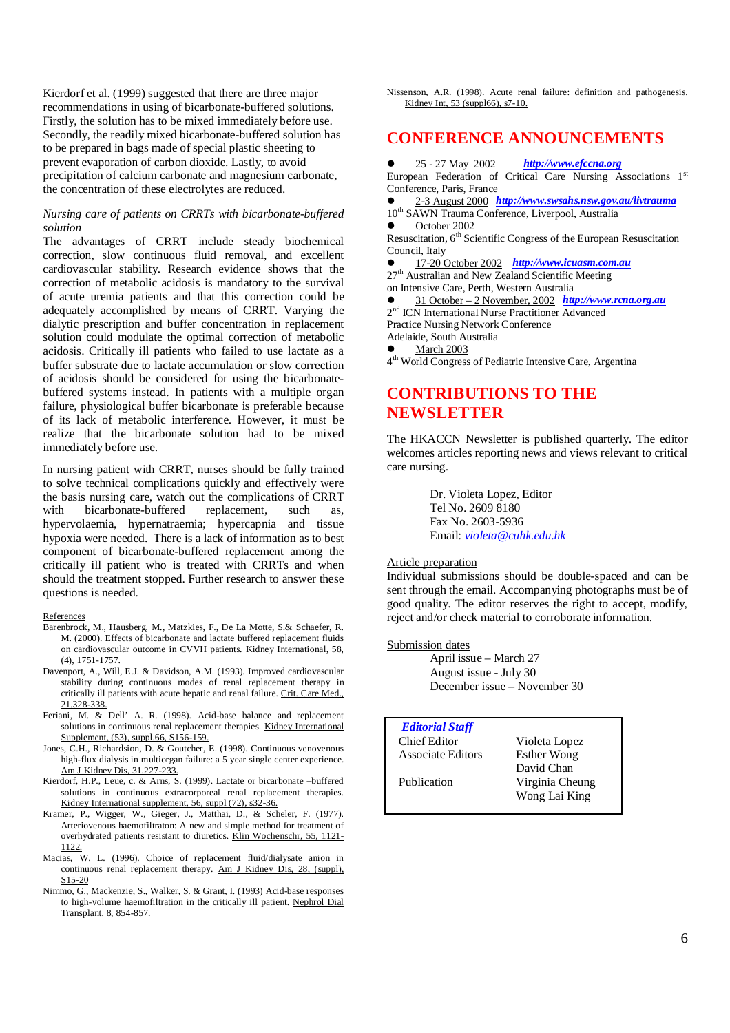Kierdorf et al. (1999) suggested that there are three major recommendations in using of bicarbonate-buffered solutions. Firstly, the solution has to be mixed immediately before use. Secondly, the readily mixed bicarbonate-buffered solution has to be prepared in bags made of special plastic sheeting to prevent evaporation of carbon dioxide. Lastly, to avoid precipitation of calcium carbonate and magnesium carbonate, the concentration of these electrolytes are reduced.

*Nursing care of patients on CRRTs with bicarbonate-buffered solution*

The advantages of CRRT include steady biochemical correction, slow continuous fluid removal, and excellent cardiovascular stability. Research evidence shows that the correction of metabolic acidosis is mandatory to the survival of acute uremia patients and that this correction could be adequately accomplished by means of CRRT. Varying the dialytic prescription and buffer concentration in replacement solution could modulate the optimal correction of metabolic acidosis. Critically ill patients who failed to use lactate as a buffer substrate due to lactate accumulation or slow correction of acidosis should be considered for using the bicarbonate-buffered systems instead. In patients with a multiple organ failure, physiological buffer bicarbonate is preferable because of its lack of metabolic interference. However, it must be realize that the bicarbonate solution had to be mixed immediately before use.

In nursing patient with CRRT, nurses should be fully trained to solve technical complications quickly and effectively were the basis nursing care, watch out the complications of CRRT with bicarbonate-buffered replacement, such as, hypervolaemia, hypernatraemia; hypercapnia and tissue hypoxia were needed. There is a lack of information as to best component of bicarbonate-buffered replacement among the critically ill patient who is treated with CRRTs and when should the treatment stopped. Further research to answer these questions is needed.

References

- Barenbrock, M., Hausberg, M., Matzkies, F., De La Motte, S.& Schaefer, R. M. (2000). Effects of bicarbonate and lactate buffered replacement fluids on cardiovascular outcome in CVVH patients. Kidney International, 58, (4), 1751-1757.
- Davenport, A., Will, E.J. & Davidson, A.M. (1993). Improved cardiovascular stability during continuous modes of renal replacement therapy in critically ill patients with acute hepatic and renal failure. Crit. Care Med., 21,328-338.
- Feriani, M. & Dell' A. R. (1998). Acid-base balance and replacement solutions in continuous renal replacement therapies. Kidney International Supplement, (53), suppl.66, S156-159.
- Jones, C.H., Richardsion, D. & Goutcher, E. (1998). Continuous venovenous high-flux dialysis in multiorgan failure: a 5 year single center experience. Am J Kidney Dis, 31,227-233.
- Kierdorf, H.P., Leue, c. & Arns, S. (1999). Lactate or bicarbonate –buffered solutions in continuous extracorporeal renal replacement therapies. Kidney International supplement, 56, suppl (72), s32-36.
- Kramer, P., Wigger, W., Gieger, J., Matthai, D., & Scheler, F. (1977). Arteriovenous haemofiltraton: A new and simple method for treatment of overhydrated patients resistant to diuretics. Klin Wochenschr, 55, 1121-1122.
- Macias, W. L. (1996). Choice of replacement fluid/dialysate anion in continuous renal replacement therapy. Am J Kidney Dis, 28, (suppl), S15-20
- Nimmo, G., Mackenzie, S., Walker, S. & Grant, I. (1993) Acid-base responses to high-volume haemofiltration in the critically ill patient. Nephrol Dial Transplant, 8, 854-857.
- Nissenson, A.R. (1998). Acute renal failure: definition and pathogenesis. Kidney Int, 53 (suppl66), s7-10.

# CONFERENCE ANNOUNCEMENTS

- 25 - 27 May 2002 ***http://www.efccna.org***
  European Federation of Critical Care Nursing Associations 1st Conference, Paris, France
- 2-3 August 2000 ***http://www.swsahs.nsw.gov.au/livtrauma***
  10th SAWN Trauma Conference, Liverpool, Australia
- October 2002
  Resuscitation, 6th Scientific Congress of the European Resuscitation Council, Italy
- 17-20 October 2002 ***http://www.icuasm.com.au***
  27th Australian and New Zealand Scientific Meeting on Intensive Care, Perth, Western Australia
- 31 October – 2 November, 2002 ***http://www.rcna.org.au***
  2nd ICN International Nurse Practitioner Advanced Practice Nursing Network Conference
  Adelaide, South Australia
- March 2003
  4th World Congress of Pediatric Intensive Care, Argentina

# CONTRIBUTIONS TO THE NEWSLETTER

The HKACCN Newsletter is published quarterly. The editor welcomes articles reporting news and views relevant to critical care nursing.

Dr. Violeta Lopez, Editor
Tel No. 2609 8180
Fax No. 2603-5936
Email: *violeta@cuhk.edu.hk*

Article preparation

Individual submissions should be double-spaced and can be sent through the email. Accompanying photographs must be of good quality. The editor reserves the right to accept, modify, reject and/or check material to corroborate information.

Submission dates

April issue – March 27
August issue - July 30
December issue – November 30

| ***Editorial Staff*** | |
|---|---|
| Chief Editor | Violeta Lopez |
| Associate Editors | Esther Wong |
| | David Chan |
| Publication | Virginia Cheung |
| | Wong Lai King |